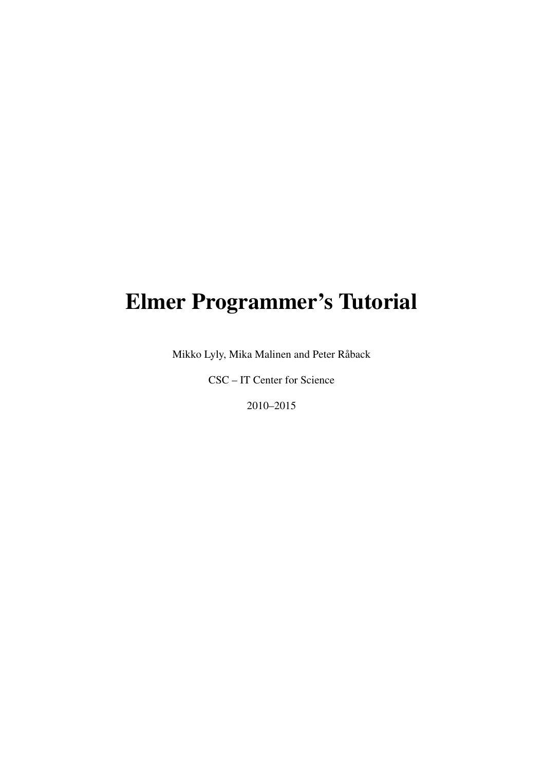# Elmer Programmer's Tutorial

Mikko Lyly, Mika Malinen and Peter Råback

CSC – IT Center for Science

2010–2015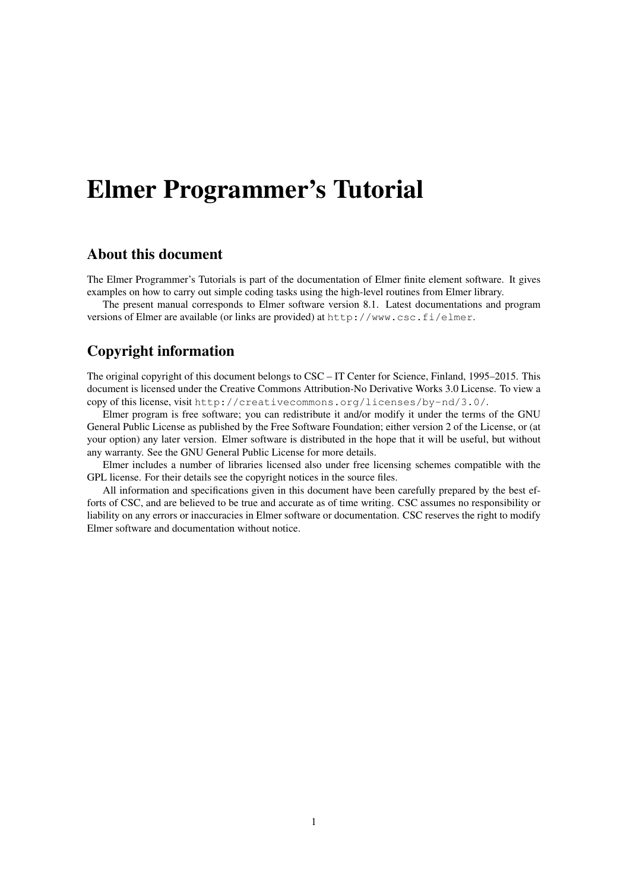# Elmer Programmer's Tutorial

## About this document

The Elmer Programmer's Tutorials is part of the documentation of Elmer finite element software. It gives examples on how to carry out simple coding tasks using the high-level routines from Elmer library.

The present manual corresponds to Elmer software version 8.1. Latest documentations and program versions of Elmer are available (or links are provided) at `http://www.csc.fi/elmer`.

## Copyright information

The original copyright of this document belongs to CSC – IT Center for Science, Finland, 1995–2015. This document is licensed under the Creative Commons Attribution-No Derivative Works 3.0 License. To view a copy of this license, visit `http://creativecommons.org/licenses/by-nd/3.0/`.

Elmer program is free software; you can redistribute it and/or modify it under the terms of the GNU General Public License as published by the Free Software Foundation; either version 2 of the License, or (at your option) any later version. Elmer software is distributed in the hope that it will be useful, but without any warranty. See the GNU General Public License for more details.

Elmer includes a number of libraries licensed also under free licensing schemes compatible with the GPL license. For their details see the copyright notices in the source files.

All information and specifications given in this document have been carefully prepared by the best efforts of CSC, and are believed to be true and accurate as of time writing. CSC assumes no responsibility or liability on any errors or inaccuracies in Elmer software or documentation. CSC reserves the right to modify Elmer software and documentation without notice.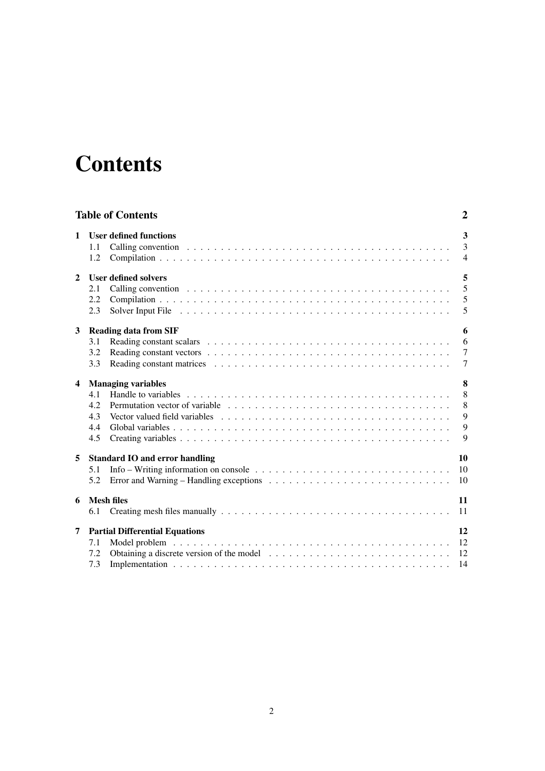# Contents

**Table of Contents** **2**

**1 User defined functions** **3**
- 1.1 Calling convention . . . 3
- 1.2 Compilation . . . 4

**2 User defined solvers** **5**
- 2.1 Calling convention . . . 5
- 2.2 Compilation . . . 5
- 2.3 Solver Input File . . . 5

**3 Reading data from SIF** **6**
- 3.1 Reading constant scalars . . . 6
- 3.2 Reading constant vectors . . . 7
- 3.3 Reading constant matrices . . . 7

**4 Managing variables** **8**
- 4.1 Handle to variables . . . 8
- 4.2 Permutation vector of variable . . . 8
- 4.3 Vector valued field variables . . . 9
- 4.4 Global variables . . . 9
- 4.5 Creating variables . . . 9

**5 Standard IO and error handling** **10**
- 5.1 Info – Writing information on console . . . 10
- 5.2 Error and Warning – Handling exceptions . . . 10

**6 Mesh files** **11**
- 6.1 Creating mesh files manually . . . 11

**7 Partial Differential Equations** **12**
- 7.1 Model problem . . . 12
- 7.2 Obtaining a discrete version of the model . . . 12
- 7.3 Implementation . . . 14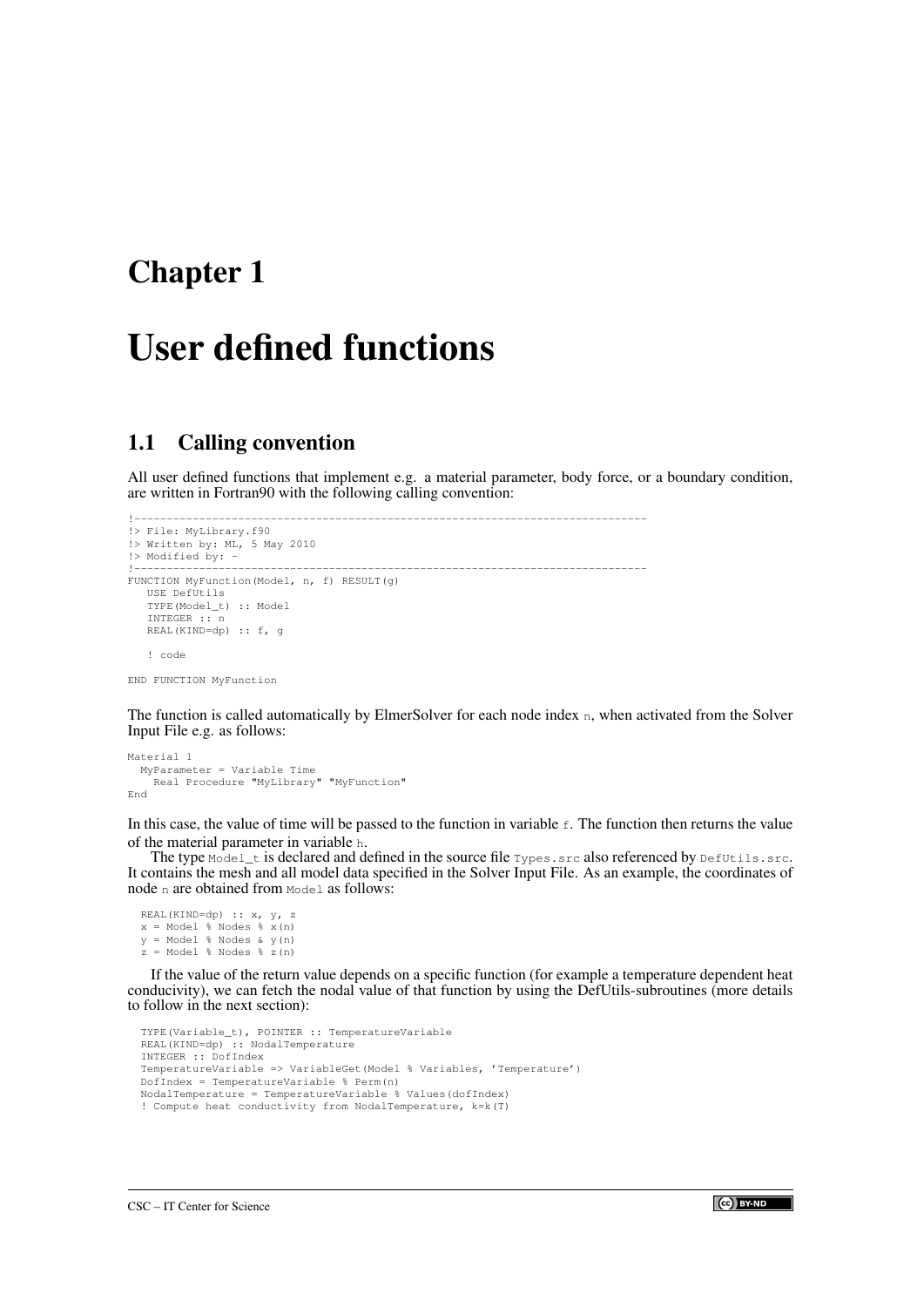# Chapter 1

# User defined functions

## 1.1 Calling convention

All user defined functions that implement e.g. a material parameter, body force, or a boundary condition, are written in Fortran90 with the following calling convention:

```
!------------------------------------------------------------------------------
!> File: MyLibrary.f90
!> Written by: ML, 5 May 2010
!> Modified by: -
!------------------------------------------------------------------------------
FUNCTION MyFunction(Model, n, f) RESULT(g)
   USE DefUtils
   TYPE(Model_t) :: Model
   INTEGER :: n
   REAL(KIND=dp) :: f, g

   ! code

END FUNCTION MyFunction
```

The function is called automatically by ElmerSolver for each node index `n`, when activated from the Solver Input File e.g. as follows:

```
Material 1
  MyParameter = Variable Time
    Real Procedure "MyLibrary" "MyFunction"
End
```

In this case, the value of time will be passed to the function in variable `f`. The function then returns the value of the material parameter in variable `h`.

The type `Model_t` is declared and defined in the source file `Types.src` also referenced by `DefUtils.src`. It contains the mesh and all model data specified in the Solver Input File. As an example, the coordinates of node `n` are obtained from `Model` as follows:

```
REAL(KIND=dp) :: x, y, z
x = Model % Nodes % x(n)
y = Model % Nodes & y(n)
z = Model % Nodes % z(n)
```

If the value of the return value depends on a specific function (for example a temperature dependent heat conducivity), we can fetch the nodal value of that function by using the DefUtils-subroutines (more details to follow in the next section):

```
TYPE(Variable_t), POINTER :: TemperatureVariable
REAL(KIND=dp) :: NodalTemperature
INTEGER :: DofIndex
TemperatureVariable => VariableGet(Model % Variables, 'Temperature')
DofIndex = TemperatureVariable % Perm(n)
NodalTemperature = TemperatureVariable % Values(dofIndex)
! Compute heat conductivity from NodalTemperature, k=k(T)
```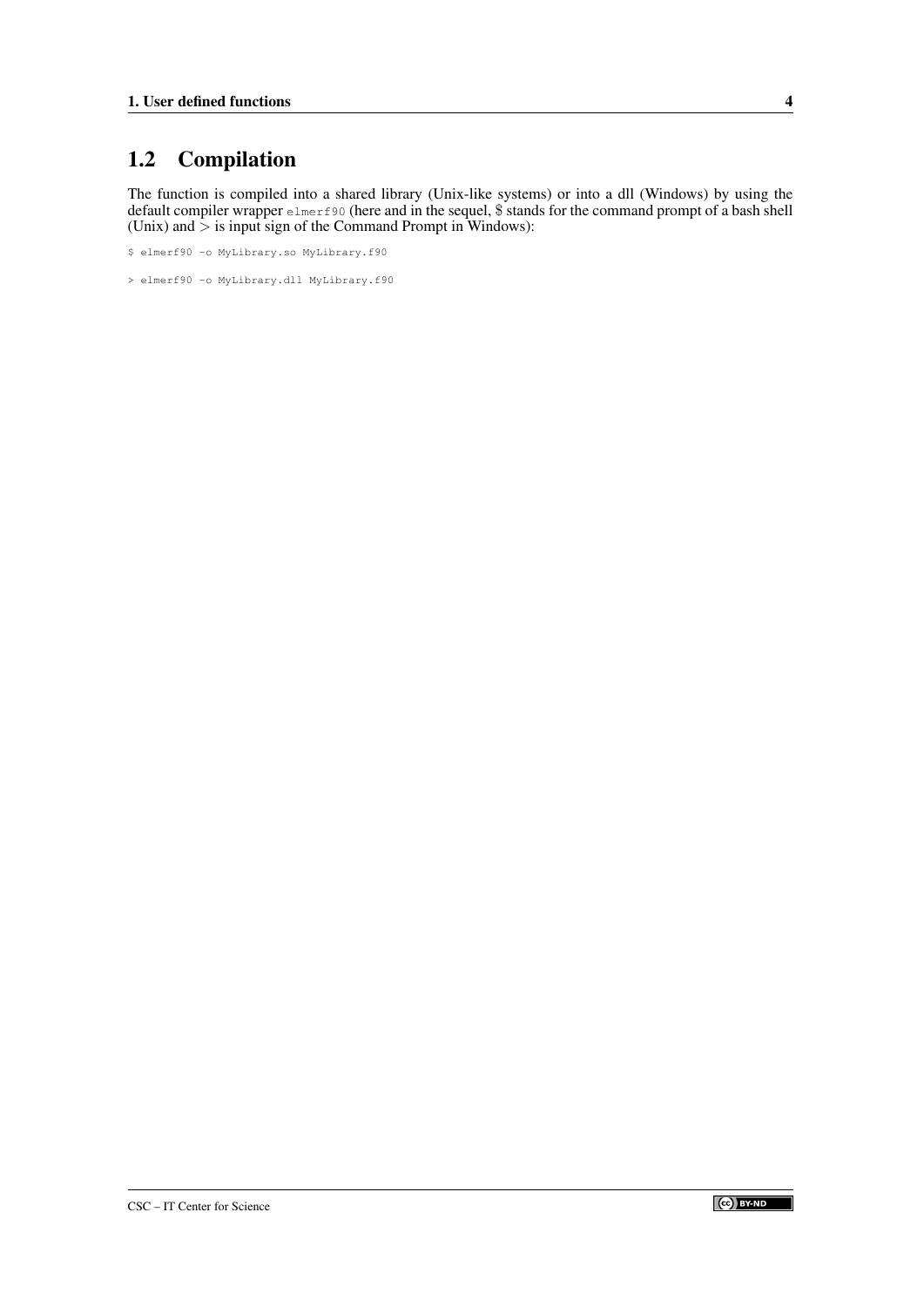## 1.2 Compilation

The function is compiled into a shared library (Unix-like systems) or into a dll (Windows) by using the default compiler wrapper `elmerf90` (here and in the sequel, $ stands for the command prompt of a bash shell (Unix) and > is input sign of the Command Prompt in Windows):

```
$ elmerf90 -o MyLibrary.so MyLibrary.f90
```

```
> elmerf90 -o MyLibrary.dll MyLibrary.f90
```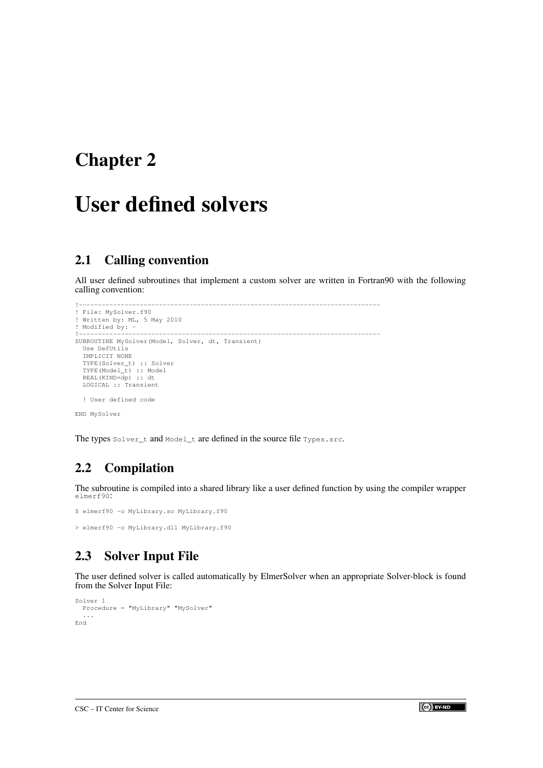# Chapter 2

# User defined solvers

## 2.1 Calling convention

All user defined subroutines that implement a custom solver are written in Fortran90 with the following calling convention:

```
!------------------------------------------------------------------------------
! File: MySolver.f90
! Written by: ML, 5 May 2010
! Modified by: -
!------------------------------------------------------------------------------
SUBROUTINE MySolver(Model, Solver, dt, Transient)
  Use DefUtils
  IMPLICIT NONE
  TYPE(Solver_t) :: Solver
  TYPE(Model_t) :: Model
  REAL(KIND=dp) :: dt
  LOGICAL :: Transient

  ! User defined code

END MySolver
```

The types `Solver_t` and `Model_t` are defined in the source file `Types.src`.

## 2.2 Compilation

The subroutine is compiled into a shared library like a user defined function by using the compiler wrapper `elmerf90`:

```
$ elmerf90 -o MyLibrary.so MyLibrary.f90
```

```
> elmerf90 -o MyLibrary.dll MyLibrary.f90
```

## 2.3 Solver Input File

The user defined solver is called automatically by ElmerSolver when an appropriate Solver-block is found from the Solver Input File:

```
Solver 1
  Procedure = "MyLibrary" "MySolver"
  ...
End
```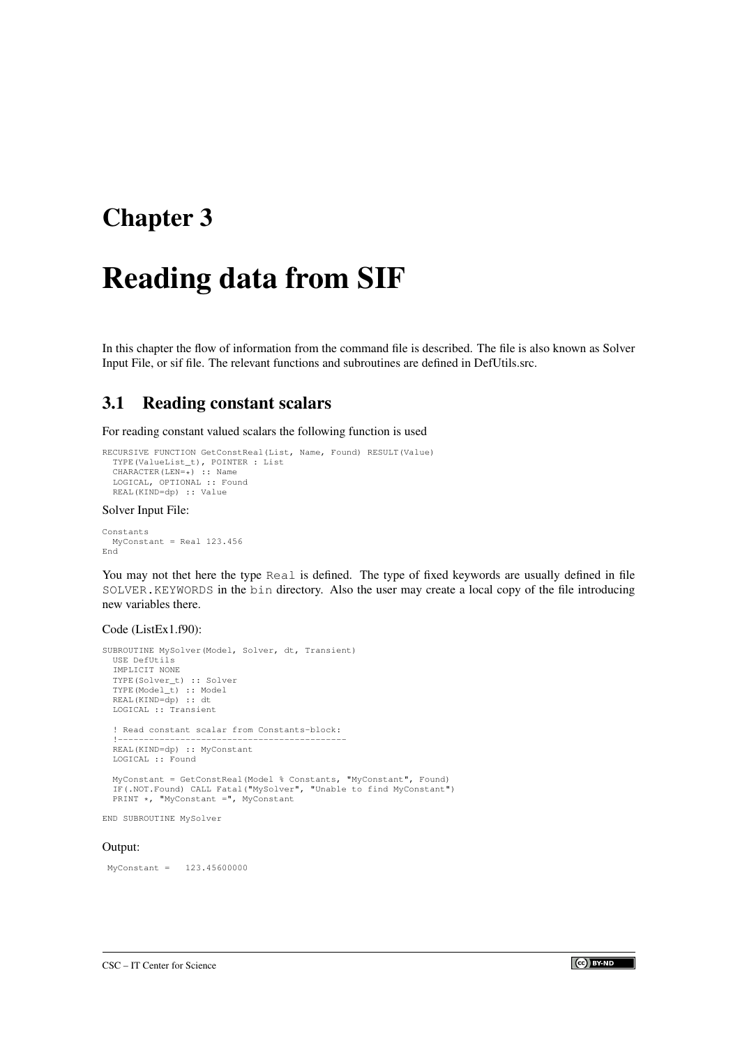# Chapter 3

# Reading data from SIF

In this chapter the flow of information from the command file is described. The file is also known as Solver Input File, or sif file. The relevant functions and subroutines are defined in DefUtils.src.

## 3.1 Reading constant scalars

For reading constant valued scalars the following function is used

```
RECURSIVE FUNCTION GetConstReal(List, Name, Found) RESULT(Value)
  TYPE(ValueList_t), POINTER : List
  CHARACTER(LEN=*) :: Name
  LOGICAL, OPTIONAL :: Found
  REAL(KIND=dp) :: Value
```

Solver Input File:

```
Constants
  MyConstant = Real 123.456
End
```

You may not thet here the type `Real` is defined. The type of fixed keywords are usually defined in file `SOLVER.KEYWORDS` in the `bin` directory. Also the user may create a local copy of the file introducing new variables there.

Code (ListEx1.f90):

```
SUBROUTINE MySolver(Model, Solver, dt, Transient)
  USE DefUtils
  IMPLICIT NONE
  TYPE(Solver_t) :: Solver
  TYPE(Model_t) :: Model
  REAL(KIND=dp) :: dt
  LOGICAL :: Transient

  ! Read constant scalar from Constants-block:
  !--------------------------------------------
  REAL(KIND=dp) :: MyConstant
  LOGICAL :: Found

  MyConstant = GetConstReal(Model % Constants, "MyConstant", Found)
  IF(.NOT.Found) CALL Fatal("MySolver", "Unable to find MyConstant")
  PRINT *, "MyConstant =", MyConstant

END SUBROUTINE MySolver
```

Output:

```
 MyConstant =   123.45600000
```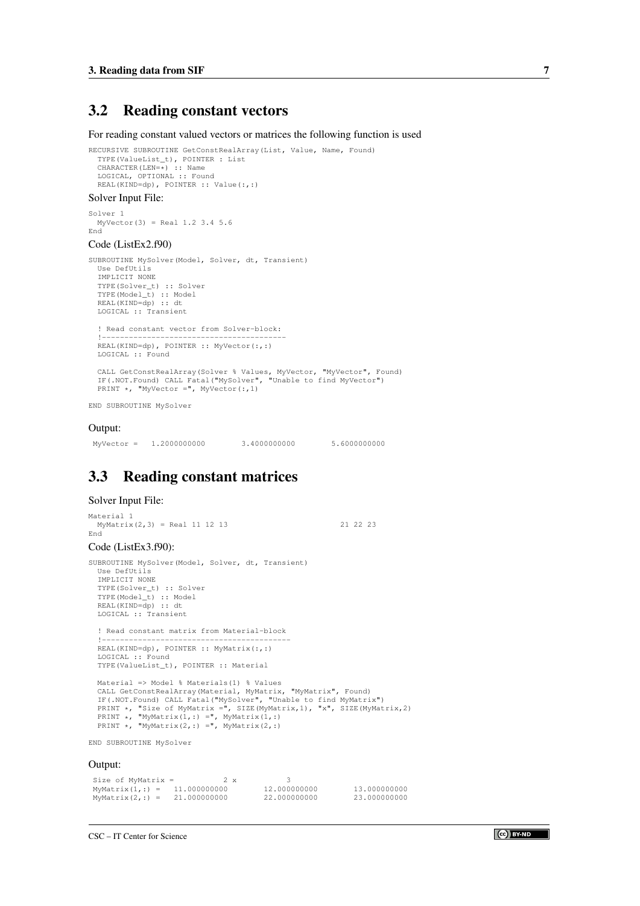## 3.2 Reading constant vectors

For reading constant valued vectors or matrices the following function is used

```
RECURSIVE SUBROUTINE GetConstRealArray(List, Value, Name, Found)
  TYPE(ValueList_t), POINTER : List
  CHARACTER(LEN=*) :: Name
  LOGICAL, OPTIONAL :: Found
  REAL(KIND=dp), POINTER :: Value(:,:)
```

Solver Input File:

```
Solver 1
  MyVector(3) = Real 1.2 3.4 5.6
End
```

Code (ListEx2.f90)

```
SUBROUTINE MySolver(Model, Solver, dt, Transient)
  Use DefUtils
  IMPLICIT NONE
  TYPE(Solver_t) :: Solver
  TYPE(Model_t) :: Model
  REAL(KIND=dp) :: dt
  LOGICAL :: Transient

  ! Read constant vector from Solver-block:
  !-----------------------------------------
  REAL(KIND=dp), POINTER :: MyVector(:,:)
  LOGICAL :: Found

  CALL GetConstRealArray(Solver % Values, MyVector, "MyVector", Found)
  IF(.NOT.Found) CALL Fatal("MySolver", "Unable to find MyVector")
  PRINT *, "MyVector =", MyVector(:,1)

END SUBROUTINE MySolver
```

Output:

```
 MyVector =   1.2000000000        3.4000000000        5.6000000000
```

## 3.3 Reading constant matrices

Solver Input File:

```
Material 1
  MyMatrix(2,3) = Real 11 12 13                          21 22 23
End
```

Code (ListEx3.f90):

```
SUBROUTINE MySolver(Model, Solver, dt, Transient)
  Use DefUtils
  IMPLICIT NONE
  TYPE(Solver_t) :: Solver
  TYPE(Model_t) :: Model
  REAL(KIND=dp) :: dt
  LOGICAL :: Transient

  ! Read constant matrix from Material-block
  !-----------------------------------------
  REAL(KIND=dp), POINTER :: MyMatrix(:,:)
  LOGICAL :: Found
  TYPE(ValueList_t), POINTER :: Material

  Material => Model % Materials(1) % Values
  CALL GetConstRealArray(Material, MyMatrix, "MyMatrix", Found)
  IF(.NOT.Found) CALL Fatal("MySolver", "Unable to find MyMatrix")
  PRINT *, "Size of MyMatrix =", SIZE(MyMatrix,1), "x", SIZE(MyMatrix,2)
  PRINT *, "MyMatrix(1,:) =", MyMatrix(1,:)
  PRINT *, "MyMatrix(2,:) =", MyMatrix(2,:)

END SUBROUTINE MySolver
```

Output:

```
 Size of MyMatrix =           2 x           3
 MyMatrix(1,:) =   11.000000000        12.000000000        13.000000000
 MyMatrix(2,:) =   21.000000000        22.000000000        23.000000000
```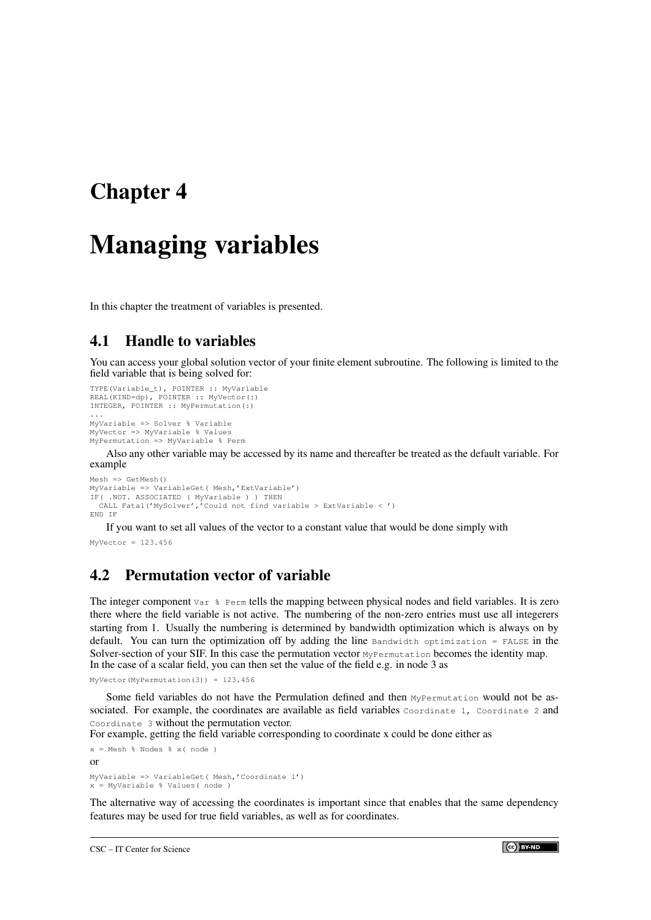# Chapter 4

# Managing variables

In this chapter the treatment of variables is presented.

## 4.1 Handle to variables

You can access your global solution vector of your finite element subroutine. The following is limited to the field variable that is being solved for:

```
TYPE(Variable_t), POINTER :: MyVariable
REAL(KIND=dp), POINTER :: MyVector(:)
INTEGER, POINTER :: MyPermutation(:)
...
MyVariable => Solver % Variable
MyVector => MyVariable % Values
MyPermutation => MyVariable % Perm
```

Also any other variable may be accessed by its name and thereafter be treated as the default variable. For example

```
Mesh => GetMesh()
MyVariable => VariableGet( Mesh,'ExtVariable')
IF( .NOT. ASSOCIATED ( MyVariable ) ) THEN
  CALL Fatal('MySolver','Could not find variable > ExtVariable < ')
END IF
```

If you want to set all values of the vector to a constant value that would be done simply with

```
MyVector = 123.456
```

## 4.2 Permutation vector of variable

The integer component `Var % Perm` tells the mapping between physical nodes and field variables. It is zero there where the field variable is not active. The numbering of the non-zero entries must use all integerers starting from 1. Usually the numbering is determined by bandwidth optimization which is always on by default. You can turn the optimization off by adding the line `Bandwidth optimization = FALSE` in the Solver-section of your SIF. In this case the permutation vector `MyPermutation` becomes the identity map.
In the case of a scalar field, you can then set the value of the field e.g. in node 3 as

```
MyVector(MyPermutation(3)) = 123.456
```

Some field variables do not have the Permulation defined and then `MyPermutation` would not be associated. For example, the coordinates are available as field variables `Coordinate 1`, `Coordinate 2` and `Coordinate 3` without the permutation vector.
For example, getting the field variable corresponding to coordinate x could be done either as

```
x = Mesh % Nodes % x( node )
```

or

```
MyVariable => VariableGet( Mesh,'Coordinate 1')
x = MyVariable % Values( node )
```

The alternative way of accessing the coordinates is important since that enables that the same dependency features may be used for true field variables, as well as for coordinates.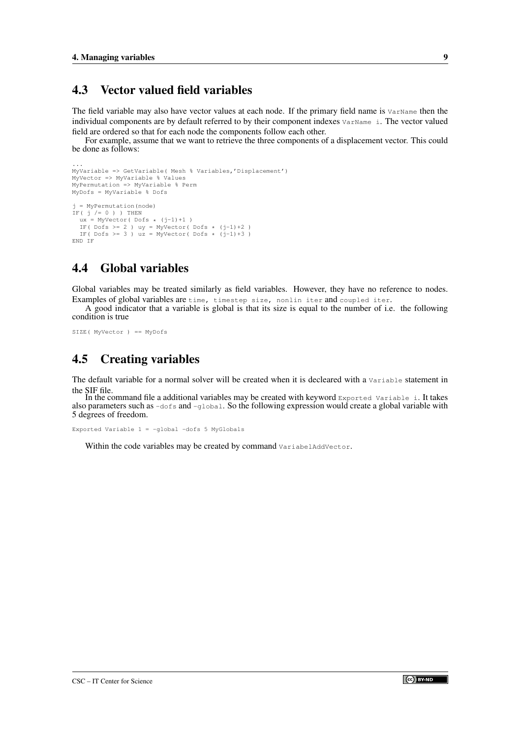## 4.3 Vector valued field variables

The field variable may also have vector values at each node. If the primary field name is `VarName` then the individual components are by default referred to by their component indexes `VarName i`. The vector valued field are ordered so that for each node the components follow each other.

For example, assume that we want to retrieve the three components of a displacement vector. This could be done as follows:

```
...
MyVariable => GetVariable( Mesh % Variables,'Displacement')
MyVector => MyVariable % Values
MyPermutation => MyVariable % Perm
MyDofs = MyVariable % Dofs

j = MyPermutation(node)
IF( j /= 0 ) ) THEN
  ux = MyVector( Dofs * (j-1)+1 )
  IF( Dofs >= 2 ) uy = MyVector( Dofs * (j-1)+2 )
  IF( Dofs >= 3 ) uz = MyVector( Dofs * (j-1)+3 )
END IF
```

## 4.4 Global variables

Global variables may be treated similarly as field variables. However, they have no reference to nodes. Examples of global variables are `time`, `timestep size`, `nonlin iter` and `coupled iter`.

A good indicator that a variable is global is that its size is equal to the number of i.e. the following condition is true

```
SIZE( MyVector ) == MyDofs
```

## 4.5 Creating variables

The default variable for a normal solver will be created when it is decleared with a `Variable` statement in the SIF file.

In the command file a additional variables may be created with keyword `Exported Variable i`. It takes also parameters such as `-dofs` and `-global`. So the following expression would create a global variable with 5 degrees of freedom.

```
Exported Variable 1 = -global -dofs 5 MyGlobals
```

Within the code variables may be created by command `VariabelAddVector`.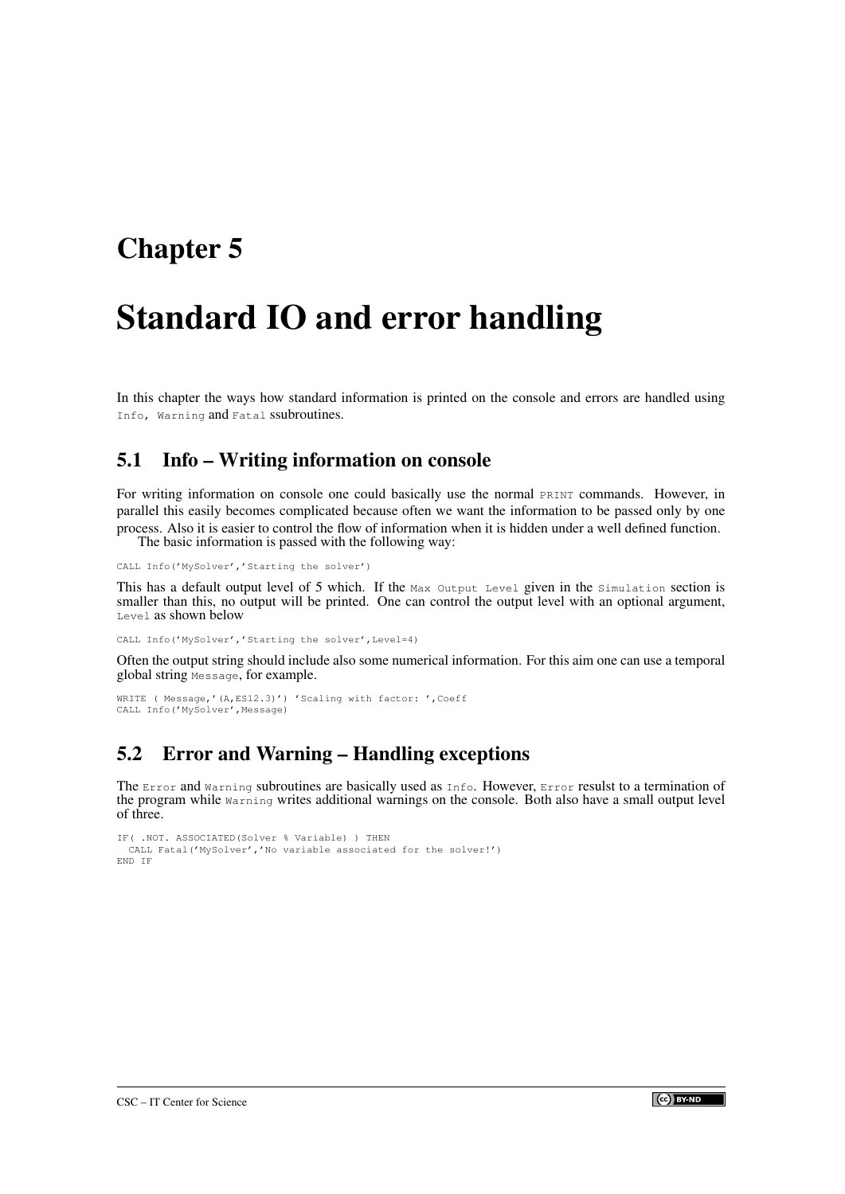# Chapter 5

# Standard IO and error handling

In this chapter the ways how standard information is printed on the console and errors are handled using `Info`, `Warning` and `Fatal` ssubroutines.

## 5.1 Info – Writing information on console

For writing information on console one could basically use the normal `PRINT` commands. However, in parallel this easily becomes complicated because often we want the information to be passed only by one process. Also it is easier to control the flow of information when it is hidden under a well defined function.

The basic information is passed with the following way:

```
CALL Info('MySolver','Starting the solver')
```

This has a default output level of 5 which. If the `Max Output Level` given in the `Simulation` section is smaller than this, no output will be printed. One can control the output level with an optional argument, `Level` as shown below

```
CALL Info('MySolver','Starting the solver',Level=4)
```

Often the output string should include also some numerical information. For this aim one can use a temporal global string `Message`, for example.

```
WRITE ( Message,'(A,ES12.3)') 'Scaling with factor: ',Coeff
CALL Info('MySolver',Message)
```

## 5.2 Error and Warning – Handling exceptions

The `Error` and `Warning` subroutines are basically used as `Info`. However, `Error` resulst to a termination of the program while `Warning` writes additional warnings on the console. Both also have a small output level of three.

```
IF( .NOT. ASSOCIATED(Solver % Variable) ) THEN
  CALL Fatal('MySolver','No variable associated for the solver!')
END IF
```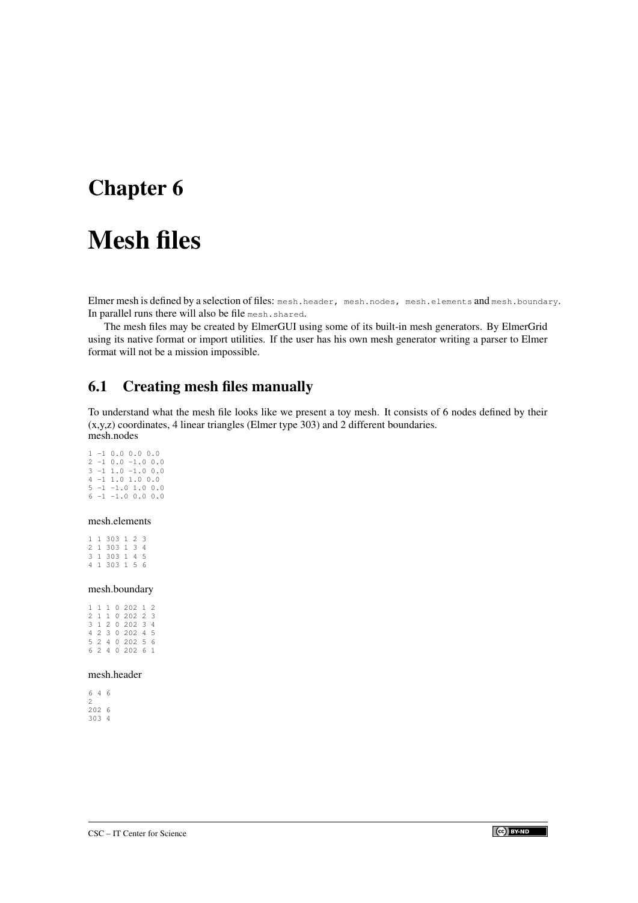# Chapter 6

# Mesh files

Elmer mesh is defined by a selection of files: `mesh.header, mesh.nodes, mesh.elements` and `mesh.boundary`. In parallel runs there will also be file `mesh.shared`.

The mesh files may be created by ElmerGUI using some of its built-in mesh generators. By ElmerGrid using its native format or import utilities. If the user has his own mesh generator writing a parser to Elmer format will not be a mission impossible.

## 6.1 Creating mesh files manually

To understand what the mesh file looks like we present a toy mesh. It consists of 6 nodes defined by their (x,y,z) coordinates, 4 linear triangles (Elmer type 303) and 2 different boundaries.
mesh.nodes

```
1 -1 0.0 0.0 0.0
2 -1 0.0 -1.0 0.0
3 -1 1.0 -1.0 0.0
4 -1 1.0 1.0 0.0
5 -1 -1.0 1.0 0.0
6 -1 -1.0 0.0 0.0
```

mesh.elements

```
1 1 303 1 2 3
2 1 303 1 3 4
3 1 303 1 4 5
4 1 303 1 5 6
```

mesh.boundary

```
1 1 1 0 202 1 2
2 1 1 0 202 2 3
3 1 2 0 202 3 4
4 2 3 0 202 4 5
5 2 4 0 202 5 6
6 2 4 0 202 6 1
```

mesh.header

```
6 4 6
2
202 6
303 4
```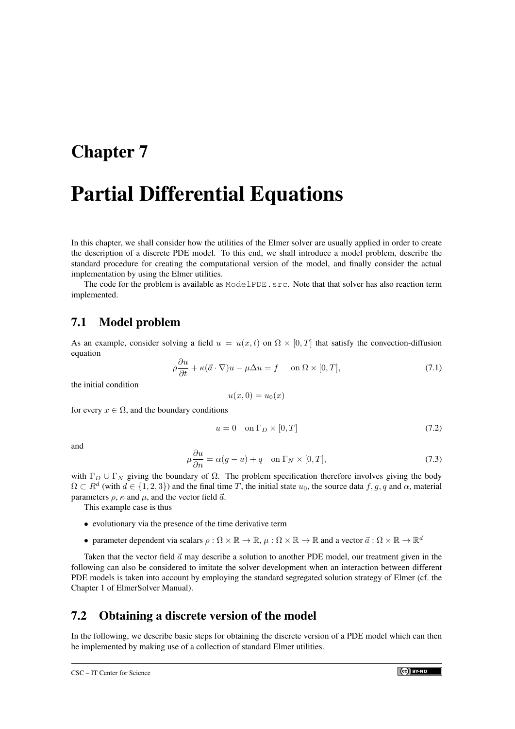# Chapter 7

# Partial Differential Equations

In this chapter, we shall consider how the utilities of the Elmer solver are usually applied in order to create the description of a discrete PDE model. To this end, we shall introduce a model problem, describe the standard procedure for creating the computational version of the model, and finally consider the actual implementation by using the Elmer utilities.

The code for the problem is available as `ModelPDE.src`. Note that that solver has also reaction term implemented.

## 7.1 Model problem

As an example, consider solving a field $u = u(x,t)$ on $\Omega \times [0,T]$ that satisfy the convection-diffusion equation

$$\rho \frac{\partial u}{\partial t} + \kappa(\vec{a} \cdot \nabla)u - \mu \Delta u = f \quad \text{on } \Omega \times [0,T], \tag{7.1}$$

the initial condition

$$u(x,0) = u_0(x)$$

for every $x \in \Omega$, and the boundary conditions

$$u = 0 \quad \text{on } \Gamma_D \times [0,T] \tag{7.2}$$

and

$$\mu \frac{\partial u}{\partial n} = \alpha(g - u) + q \quad \text{on } \Gamma_N \times [0,T], \tag{7.3}$$

with $\Gamma_D \cup \Gamma_N$ giving the boundary of $\Omega$. The problem specification therefore involves giving the body $\Omega \subset R^d$ (with $d \in \{1,2,3\}$) and the final time $T$, the initial state $u_0$, the source data $f, g, q$ and $\alpha$, material parameters $\rho$, $\kappa$ and $\mu$, and the vector field $\vec{a}$.

This example case is thus

- evolutionary via the presence of the time derivative term
- parameter dependent via scalars $\rho : \Omega \times \mathbb{R} \to \mathbb{R}$, $\mu : \Omega \times \mathbb{R} \to \mathbb{R}$ and a vector $\vec{a} : \Omega \times \mathbb{R} \to \mathbb{R}^d$

Taken that the vector field $\vec{a}$ may describe a solution to another PDE model, our treatment given in the following can also be considered to imitate the solver development when an interaction between different PDE models is taken into account by employing the standard segregated solution strategy of Elmer (cf. the Chapter 1 of ElmerSolver Manual).

## 7.2 Obtaining a discrete version of the model

In the following, we describe basic steps for obtaining the discrete version of a PDE model which can then be implemented by making use of a collection of standard Elmer utilities.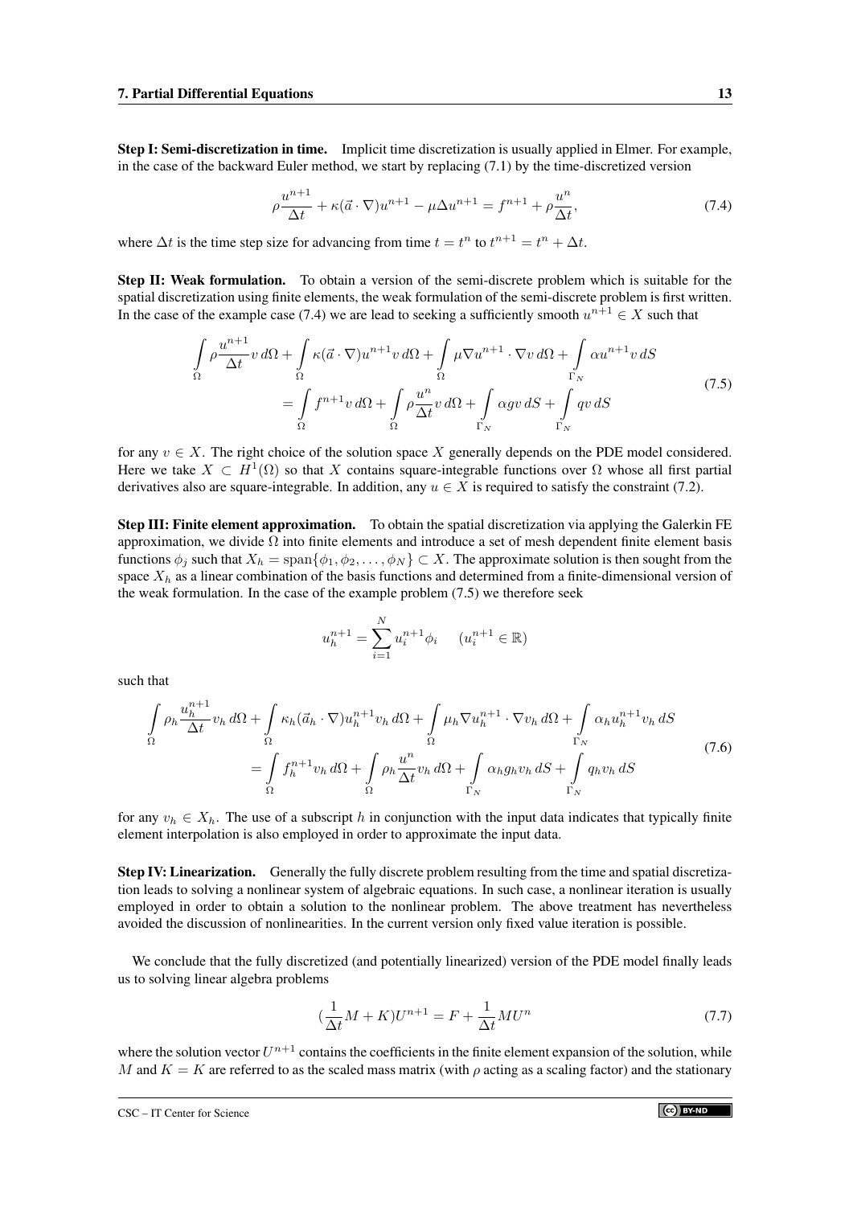**Step I: Semi-discretization in time.** Implicit time discretization is usually applied in Elmer. For example, in the case of the backward Euler method, we start by replacing (7.1) by the time-discretized version

$$\rho \frac{u^{n+1}}{\Delta t} + \kappa(\vec{a} \cdot \nabla)u^{n+1} - \mu \Delta u^{n+1} = f^{n+1} + \rho \frac{u^n}{\Delta t}, \tag{7.4}$$

where $\Delta t$ is the time step size for advancing from time $t = t^n$ to $t^{n+1} = t^n + \Delta t$.

**Step II: Weak formulation.** To obtain a version of the semi-discrete problem which is suitable for the spatial discretization using finite elements, the weak formulation of the semi-discrete problem is first written. In the case of the example case (7.4) we are lead to seeking a sufficiently smooth $u^{n+1} \in X$ such that

$$\begin{aligned}\int_\Omega \rho \frac{u^{n+1}}{\Delta t} v \, d\Omega + \int_\Omega \kappa(\vec{a} \cdot \nabla)u^{n+1} v \, d\Omega + \int_\Omega \mu \nabla u^{n+1} \cdot \nabla v \, d\Omega + \int_{\Gamma_N} \alpha u^{n+1} v \, dS \\ = \int_\Omega f^{n+1} v \, d\Omega + \int_\Omega \rho \frac{u^n}{\Delta t} v \, d\Omega + \int_{\Gamma_N} \alpha g v \, dS + \int_{\Gamma_N} q v \, dS\end{aligned} \tag{7.5}$$

for any $v \in X$. The right choice of the solution space $X$ generally depends on the PDE model considered. Here we take $X \subset H^1(\Omega)$ so that $X$ contains square-integrable functions over $\Omega$ whose all first partial derivatives also are square-integrable. In addition, any $u \in X$ is required to satisfy the constraint (7.2).

**Step III: Finite element approximation.** To obtain the spatial discretization via applying the Galerkin FE approximation, we divide $\Omega$ into finite elements and introduce a set of mesh dependent finite element basis functions $\phi_j$ such that $X_h = \text{span}\{\phi_1, \phi_2, \ldots, \phi_N\} \subset X$. The approximate solution is then sought from the space $X_h$ as a linear combination of the basis functions and determined from a finite-dimensional version of the weak formulation. In the case of the example problem (7.5) we therefore seek

$$u_h^{n+1} = \sum_{i=1}^{N} u_i^{n+1} \phi_i \qquad (u_i^{n+1} \in \mathbb{R})$$

such that

$$\begin{aligned}\int_\Omega \rho_h \frac{u_h^{n+1}}{\Delta t} v_h \, d\Omega + \int_\Omega \kappa_h(\vec{a}_h \cdot \nabla)u_h^{n+1} v_h \, d\Omega + \int_\Omega \mu_h \nabla u_h^{n+1} \cdot \nabla v_h \, d\Omega + \int_{\Gamma_N} \alpha_h u_h^{n+1} v_h \, dS \\ = \int_\Omega f_h^{n+1} v_h \, d\Omega + \int_\Omega \rho_h \frac{u^n}{\Delta t} v_h \, d\Omega + \int_{\Gamma_N} \alpha_h g_h v_h \, dS + \int_{\Gamma_N} q_h v_h \, dS\end{aligned} \tag{7.6}$$

for any $v_h \in X_h$. The use of a subscript $h$ in conjunction with the input data indicates that typically finite element interpolation is also employed in order to approximate the input data.

**Step IV: Linearization.** Generally the fully discrete problem resulting from the time and spatial discretization leads to solving a nonlinear system of algebraic equations. In such case, a nonlinear iteration is usually employed in order to obtain a solution to the nonlinear problem. The above treatment has nevertheless avoided the discussion of nonlinearities. In the current version only fixed value iteration is possible.

We conclude that the fully discretized (and potentially linearized) version of the PDE model finally leads us to solving linear algebra problems

$$(\frac{1}{\Delta t} M + K)U^{n+1} = F + \frac{1}{\Delta t} M U^n \tag{7.7}$$

where the solution vector $U^{n+1}$ contains the coefficients in the finite element expansion of the solution, while $M$ and $K = K$ are referred to as the scaled mass matrix (with $\rho$ acting as a scaling factor) and the stationary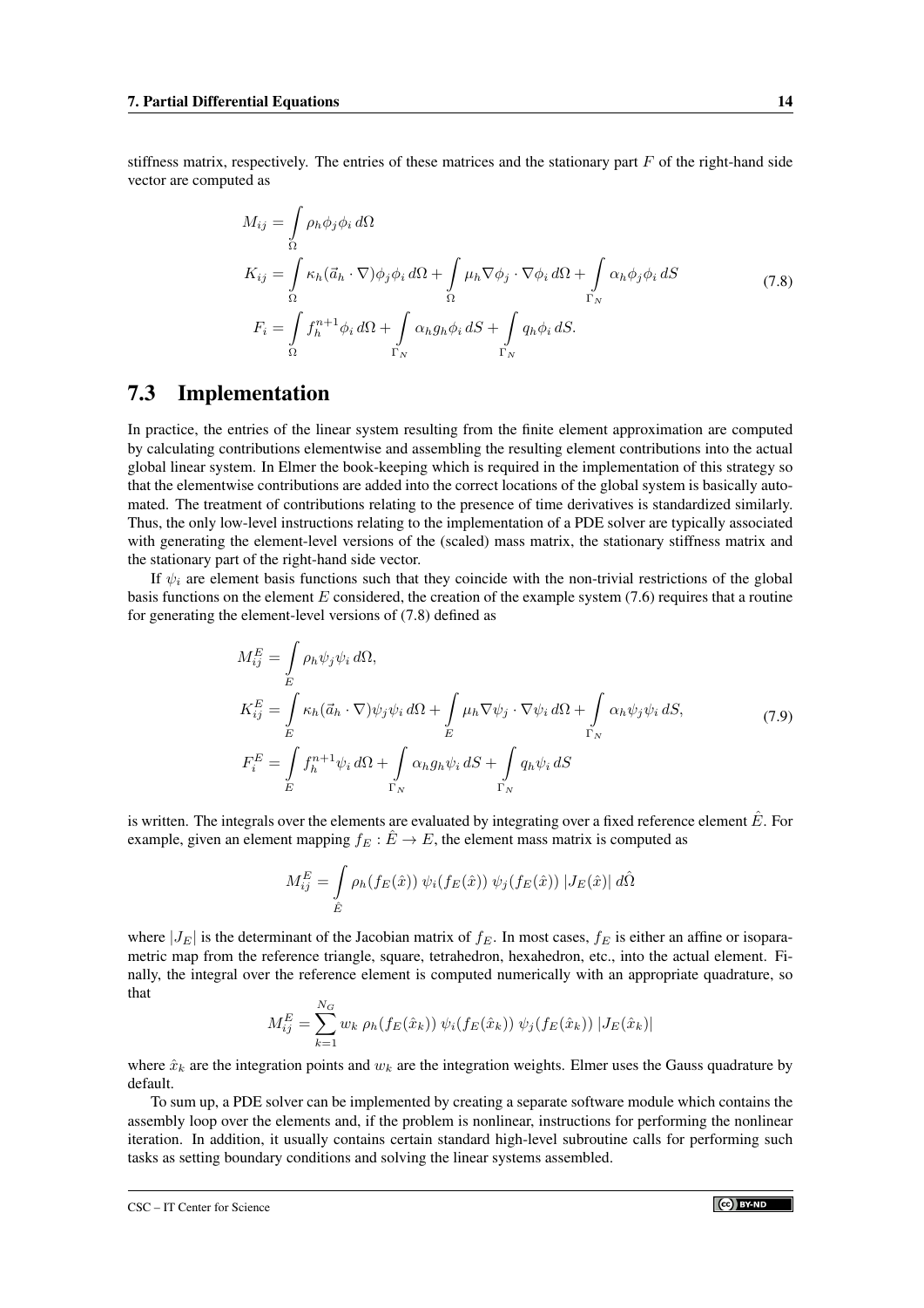stiffness matrix, respectively. The entries of these matrices and the stationary part $F$ of the right-hand side vector are computed as

$$
\begin{aligned}
M_{ij} &= \int\limits_{\Omega} \rho_h \phi_j \phi_i \, d\Omega \\
K_{ij} &= \int\limits_{\Omega} \kappa_h (\vec{a}_h \cdot \nabla) \phi_j \phi_i \, d\Omega + \int\limits_{\Omega} \mu_h \nabla \phi_j \cdot \nabla \phi_i \, d\Omega + \int\limits_{\Gamma_N} \alpha_h \phi_j \phi_i \, dS \\
F_i &= \int\limits_{\Omega} f_h^{n+1} \phi_i \, d\Omega + \int\limits_{\Gamma_N} \alpha_h g_h \phi_i \, dS + \int\limits_{\Gamma_N} q_h \phi_i \, dS.
\end{aligned}
\tag{7.8}
$$

## 7.3 Implementation

In practice, the entries of the linear system resulting from the finite element approximation are computed by calculating contributions elementwise and assembling the resulting element contributions into the actual global linear system. In Elmer the book-keeping which is required in the implementation of this strategy so that the elementwise contributions are added into the correct locations of the global system is basically automated. The treatment of contributions relating to the presence of time derivatives is standardized similarly. Thus, the only low-level instructions relating to the implementation of a PDE solver are typically associated with generating the element-level versions of the (scaled) mass matrix, the stationary stiffness matrix and the stationary part of the right-hand side vector.

If $\psi_i$ are element basis functions such that they coincide with the non-trivial restrictions of the global basis functions on the element $E$ considered, the creation of the example system (7.6) requires that a routine for generating the element-level versions of (7.8) defined as

$$
\begin{aligned}
M_{ij}^E &= \int\limits_{E} \rho_h \psi_j \psi_i \, d\Omega, \\
K_{ij}^E &= \int\limits_{E} \kappa_h (\vec{a}_h \cdot \nabla) \psi_j \psi_i \, d\Omega + \int\limits_{E} \mu_h \nabla \psi_j \cdot \nabla \psi_i \, d\Omega + \int\limits_{\Gamma_N} \alpha_h \psi_j \psi_i \, dS, \\
F_i^E &= \int\limits_{E} f_h^{n+1} \psi_i \, d\Omega + \int\limits_{\Gamma_N} \alpha_h g_h \psi_i \, dS + \int\limits_{\Gamma_N} q_h \psi_i \, dS
\end{aligned}
\tag{7.9}
$$

is written. The integrals over the elements are evaluated by integrating over a fixed reference element $\hat{E}$. For example, given an element mapping $f_E : \hat{E} \to E$, the element mass matrix is computed as

$$
M_{ij}^E = \int\limits_{\hat{E}} \rho_h(f_E(\hat{x})) \, \psi_i(f_E(\hat{x})) \, \psi_j(f_E(\hat{x})) \, |J_E(\hat{x})| \, d\hat{\Omega}
$$

where $|J_E|$ is the determinant of the Jacobian matrix of $f_E$. In most cases, $f_E$ is either an affine or isoparametric map from the reference triangle, square, tetrahedron, hexahedron, etc., into the actual element. Finally, the integral over the reference element is computed numerically with an appropriate quadrature, so that

$$
M_{ij}^E = \sum_{k=1}^{N_G} w_k \, \rho_h(f_E(\hat{x}_k)) \, \psi_i(f_E(\hat{x}_k)) \, \psi_j(f_E(\hat{x}_k)) \, |J_E(\hat{x}_k)|
$$

where $\hat{x}_k$ are the integration points and $w_k$ are the integration weights. Elmer uses the Gauss quadrature by default.

To sum up, a PDE solver can be implemented by creating a separate software module which contains the assembly loop over the elements and, if the problem is nonlinear, instructions for performing the nonlinear iteration. In addition, it usually contains certain standard high-level subroutine calls for performing such tasks as setting boundary conditions and solving the linear systems assembled.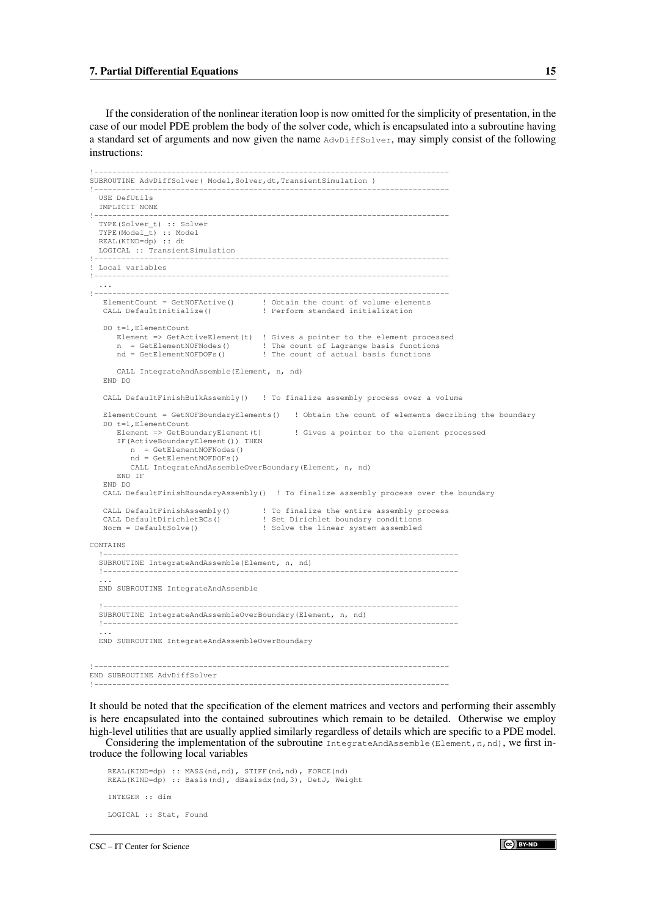If the consideration of the nonlinear iteration loop is now omitted for the simplicity of presentation, in the case of our model PDE problem the body of the solver code, which is encapsulated into a subroutine having a standard set of arguments and now given the name `AdvDiffSolver`, may simply consist of the following instructions:

```
!------------------------------------------------------------------------------
SUBROUTINE AdvDiffSolver( Model,Solver,dt,TransientSimulation )
!------------------------------------------------------------------------------
  USE DefUtils
  IMPLICIT NONE
!------------------------------------------------------------------------------
  TYPE(Solver_t) :: Solver
  TYPE(Model_t) :: Model
  REAL(KIND=dp) :: dt
  LOGICAL :: TransientSimulation
!------------------------------------------------------------------------------
! Local variables
!------------------------------------------------------------------------------
  ...
!------------------------------------------------------------------------------
   ElementCount = GetNOFActive()      ! Obtain the count of volume elements
   CALL DefaultInitialize()           ! Perform standard initialization

   DO t=1,ElementCount
      Element => GetActiveElement(t)  ! Gives a pointer to the element processed
      n  = GetElementNOFNodes()       ! The count of Lagrange basis functions
      nd = GetElementNOFDOFs()        ! The count of actual basis functions

      CALL IntegrateAndAssemble(Element, n, nd)
   END DO

   CALL DefaultFinishBulkAssembly()   ! To finalize assembly process over a volume

   ElementCount = GetNOFBoundaryElements()   ! Obtain the count of elements decribing the boundary
   DO t=1,ElementCount
      Element => GetBoundaryElement(t)       ! Gives a pointer to the element processed
      IF(ActiveBoundaryElement()) THEN
         n  = GetElementNOFNodes()
         nd = GetElementNOFDOFs()
         CALL IntegrateAndAssembleOverBoundary(Element, n, nd)
      END IF
   END DO
   CALL DefaultFinishBoundaryAssembly()  ! To finalize assembly process over the boundary

   CALL DefaultFinishAssembly()       ! To finalize the entire assembly process
   CALL DefaultDirichletBCs()         ! Set Dirichlet boundary conditions
   Norm = DefaultSolve()              ! Solve the linear system assembled

CONTAINS
  !------------------------------------------------------------------------------
  SUBROUTINE IntegrateAndAssemble(Element, n, nd)
  !------------------------------------------------------------------------------
  ...
  END SUBROUTINE IntegrateAndAssemble

  !------------------------------------------------------------------------------
  SUBROUTINE IntegrateAndAssembleOverBoundary(Element, n, nd)
  !------------------------------------------------------------------------------
  ...
  END SUBROUTINE IntegrateAndAssembleOverBoundary


!------------------------------------------------------------------------------
END SUBROUTINE AdvDiffSolver
!------------------------------------------------------------------------------
```

It should be noted that the specification of the element matrices and vectors and performing their assembly is here encapsulated into the contained subroutines which remain to be detailed. Otherwise we employ high-level utilities that are usually applied similarly regardless of details which are specific to a PDE model.

Considering the implementation of the subroutine `IntegrateAndAssemble(Element,n,nd)`, we first introduce the following local variables

```
    REAL(KIND=dp) :: MASS(nd,nd), STIFF(nd,nd), FORCE(nd)
    REAL(KIND=dp) :: Basis(nd), dBasisdx(nd,3), DetJ, Weight

    INTEGER :: dim

    LOGICAL :: Stat, Found
```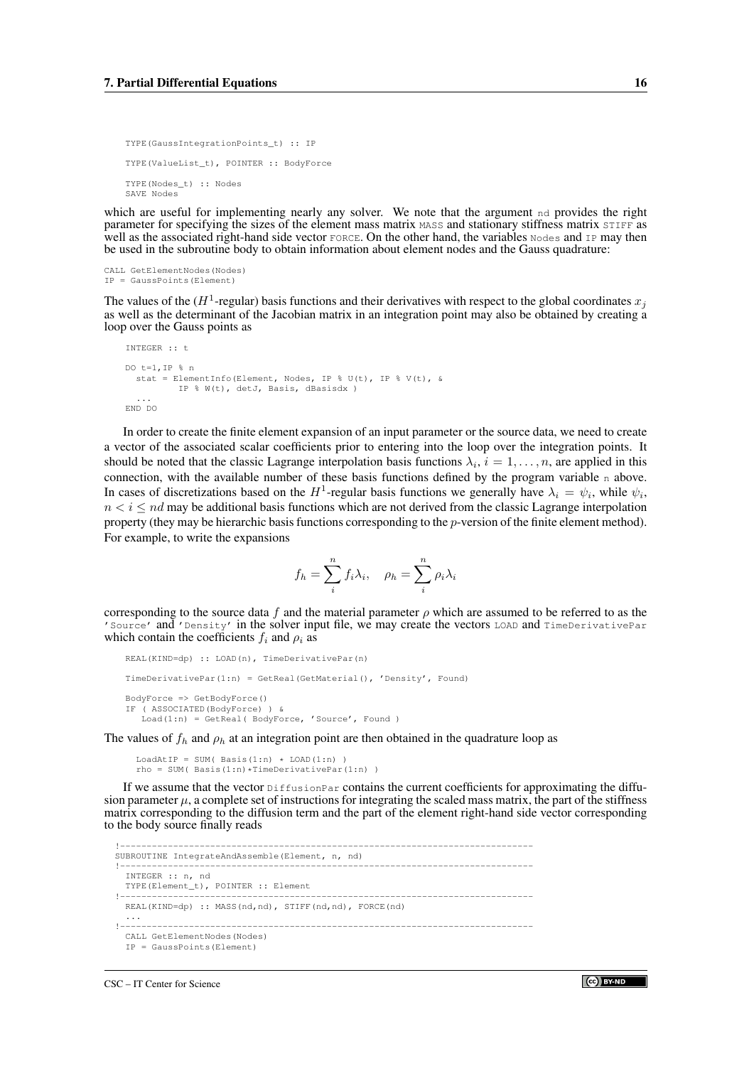```
TYPE(GaussIntegrationPoints_t) :: IP

TYPE(ValueList_t), POINTER :: BodyForce

TYPE(Nodes_t) :: Nodes
SAVE Nodes
```

which are useful for implementing nearly any solver. We note that the argument `nd` provides the right parameter for specifying the sizes of the element mass matrix `MASS` and stationary stiffness matrix `STIFF` as well as the associated right-hand side vector `FORCE`. On the other hand, the variables `Nodes` and `IP` may then be used in the subroutine body to obtain information about element nodes and the Gauss quadrature:

```
CALL GetElementNodes(Nodes)
IP = GaussPoints(Element)
```

The values of the ($H^1$-regular) basis functions and their derivatives with respect to the global coordinates $x_j$ as well as the determinant of the Jacobian matrix in an integration point may also be obtained by creating a loop over the Gauss points as

```
INTEGER :: t

DO t=1,IP % n
  stat = ElementInfo(Element, Nodes, IP % U(t), IP % V(t), &
          IP % W(t), detJ, Basis, dBasisdx )
  ...
END DO
```

In order to create the finite element expansion of an input parameter or the source data, we need to create a vector of the associated scalar coefficients prior to entering into the loop over the integration points. It should be noted that the classic Lagrange interpolation basis functions $\lambda_i$, $i = 1, \ldots, n$, are applied in this connection, with the available number of these basis functions defined by the program variable `n` above. In cases of discretizations based on the $H^1$-regular basis functions we generally have $\lambda_i = \psi_i$, while $\psi_i$, $n < i \leq nd$ may be additional basis functions which are not derived from the classic Lagrange interpolation property (they may be hierarchic basis functions corresponding to the $p$-version of the finite element method). For example, to write the expansions

$$f_h = \sum_i^n f_i \lambda_i, \quad \rho_h = \sum_i^n \rho_i \lambda_i$$

corresponding to the source data $f$ and the material parameter $\rho$ which are assumed to be referred to as the `'Source'` and `'Density'` in the solver input file, we may create the vectors `LOAD` and `TimeDerivativePar` which contain the coefficients $f_i$ and $\rho_i$ as

```
REAL(KIND=dp) :: LOAD(n), TimeDerivativePar(n)

TimeDerivativePar(1:n) = GetReal(GetMaterial(), 'Density', Found)

BodyForce => GetBodyForce()
IF ( ASSOCIATED(BodyForce) ) &
   Load(1:n) = GetReal( BodyForce, 'Source', Found )
```

The values of $f_h$ and $\rho_h$ at an integration point are then obtained in the quadrature loop as

```
LoadAtIP = SUM( Basis(1:n) * LOAD(1:n) )
rho = SUM( Basis(1:n)*TimeDerivativePar(1:n) )
```

If we assume that the vector `DiffusionPar` contains the current coefficients for approximating the diffusion parameter $\mu$, a complete set of instructions for integrating the scaled mass matrix, the part of the stiffness matrix corresponding to the diffusion term and the part of the element right-hand side vector corresponding to the body source finally reads

```
!------------------------------------------------------------------------------
SUBROUTINE IntegrateAndAssemble(Element, n, nd)
!------------------------------------------------------------------------------
  INTEGER :: n, nd
  TYPE(Element_t), POINTER :: Element
!------------------------------------------------------------------------------
  REAL(KIND=dp) :: MASS(nd,nd), STIFF(nd,nd), FORCE(nd)
  ...
!------------------------------------------------------------------------------
  CALL GetElementNodes(Nodes)
  IP = GaussPoints(Element)
```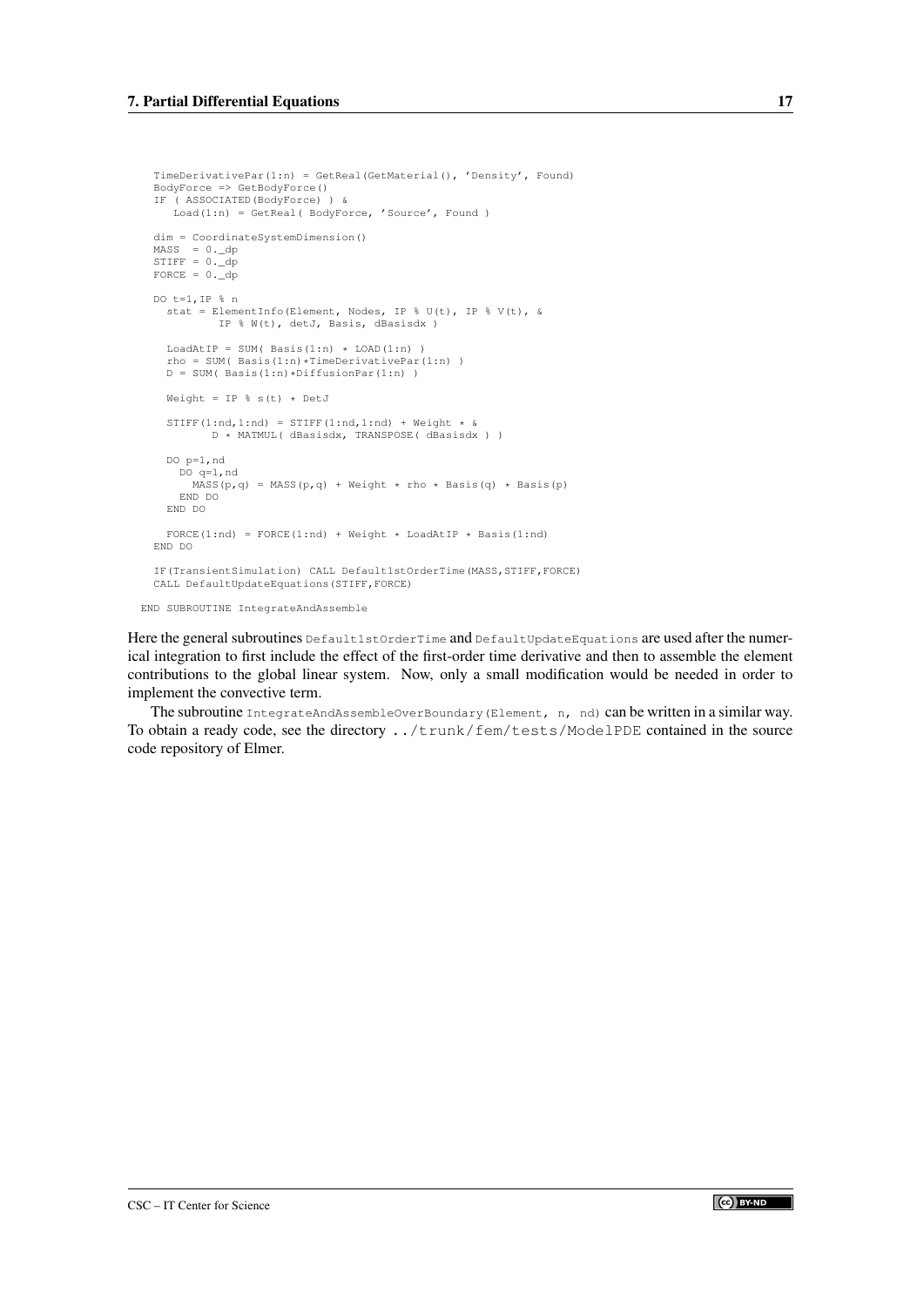```
  TimeDerivativePar(1:n) = GetReal(GetMaterial(), 'Density', Found)
  BodyForce => GetBodyForce()
  IF ( ASSOCIATED(BodyForce) ) &
     Load(1:n) = GetReal( BodyForce, 'Source', Found )

  dim = CoordinateSystemDimension()
  MASS  = 0._dp
  STIFF = 0._dp
  FORCE = 0._dp

  DO t=1,IP % n
    stat = ElementInfo(Element, Nodes, IP % U(t), IP % V(t), &
             IP % W(t), detJ, Basis, dBasisdx )

    LoadAtIP = SUM( Basis(1:n) * LOAD(1:n) )
    rho = SUM( Basis(1:n)*TimeDerivativePar(1:n) )
    D = SUM( Basis(1:n)*DiffusionPar(1:n) )

    Weight = IP % s(t) * DetJ

    STIFF(1:nd,1:nd) = STIFF(1:nd,1:nd) + Weight * &
           D * MATMUL( dBasisdx, TRANSPOSE( dBasisdx ) )

    DO p=1,nd
      DO q=1,nd
        MASS(p,q) = MASS(p,q) + Weight * rho * Basis(q) * Basis(p)
      END DO
    END DO

    FORCE(1:nd) = FORCE(1:nd) + Weight * LoadAtIP * Basis(1:nd)
  END DO

  IF(TransientSimulation) CALL Default1stOrderTime(MASS,STIFF,FORCE)
  CALL DefaultUpdateEquations(STIFF,FORCE)

END SUBROUTINE IntegrateAndAssemble
```

Here the general subroutines `Default1stOrderTime` and `DefaultUpdateEquations` are used after the numerical integration to first include the effect of the first-order time derivative and then to assemble the element contributions to the global linear system. Now, only a small modification would be needed in order to implement the convective term.

The subroutine `IntegrateAndAssembleOverBoundary(Element, n, nd)` can be written in a similar way. To obtain a ready code, see the directory `../trunk/fem/tests/ModelPDE` contained in the source code repository of Elmer.